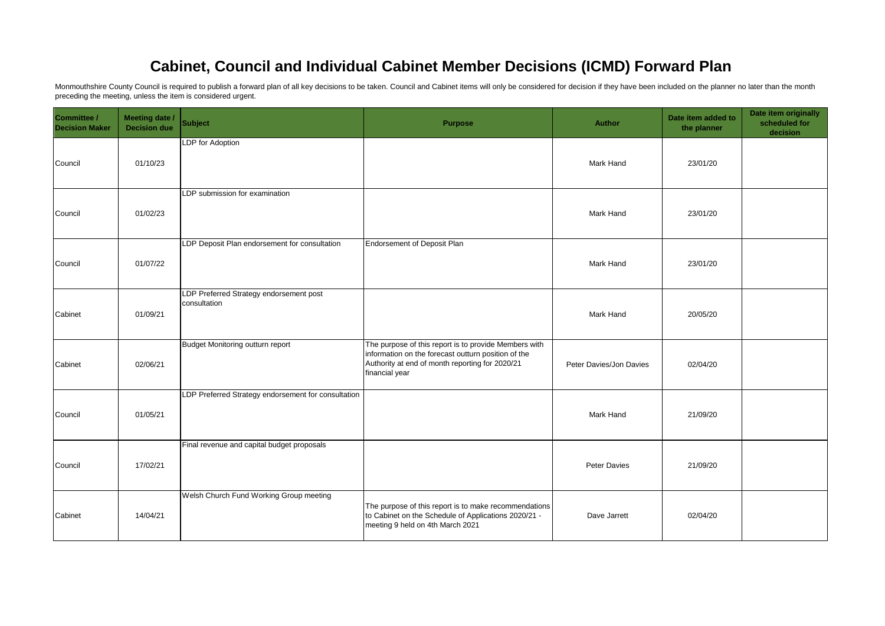# Cabinet, Council and Individual Cabinet Member Decisions (ICMD) Forward Plan

Monmouthshire County Council is required to publish a forward plan of all key decisions to be taken. Council and Cabinet items will only be considered for decision if they have been included on the planner no later than the month preceding the meeting, unless the item is considered urgent.

| Committee / Decision Maker | Meeting date / Decision due | Subject | Purpose | Author | Date item added to the planner | Date item originally scheduled for decision |
|---|---|---|---|---|---|---|
| Council | 01/10/23 | LDP for Adoption | | Mark Hand | 23/01/20 | |
| Council | 01/02/23 | LDP submission for examination | | Mark Hand | 23/01/20 | |
| Council | 01/07/22 | LDP Deposit Plan endorsement for consultation | Endorsement of Deposit Plan | Mark Hand | 23/01/20 | |
| Cabinet | 01/09/21 | LDP Preferred Strategy endorsement post consultation | | Mark Hand | 20/05/20 | |
| Cabinet | 02/06/21 | Budget Monitoring outturn report | The purpose of this report is to provide Members with information on the forecast outturn position of the Authority at end of month reporting for 2020/21 financial year | Peter Davies/Jon Davies | 02/04/20 | |
| Council | 01/05/21 | LDP Preferred Strategy endorsement for consultation | | Mark Hand | 21/09/20 | |
| Council | 17/02/21 | Final revenue and capital budget proposals | | Peter Davies | 21/09/20 | |
| Cabinet | 14/04/21 | Welsh Church Fund Working Group meeting | The purpose of this report is to make recommendations to Cabinet on the Schedule of Applications 2020/21 - meeting 9 held on 4th March 2021 | Dave Jarrett | 02/04/20 | |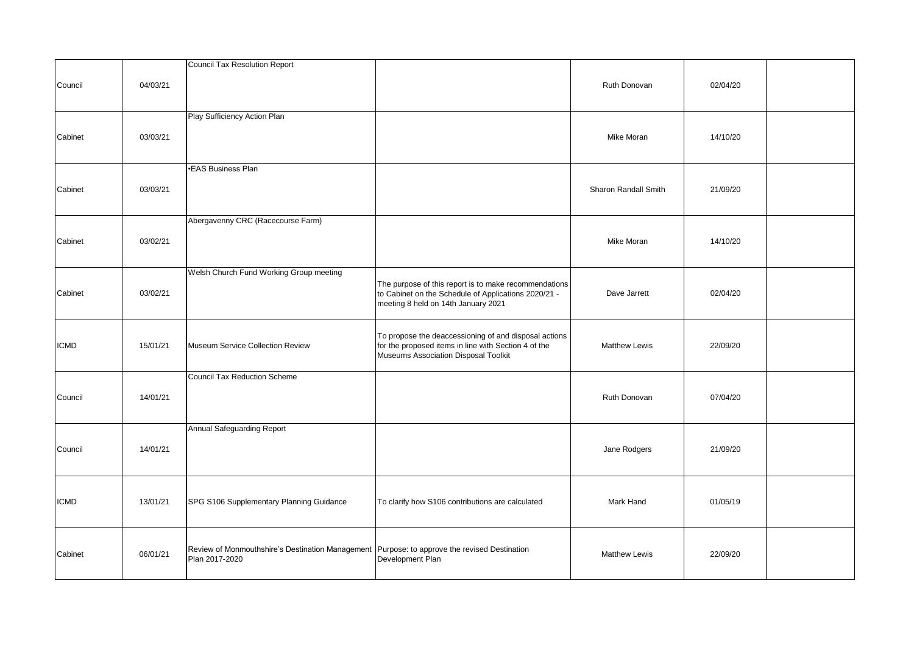| | | | | | | |
|---|---|---|---|---|---|---|
| Council | 04/03/21 | Council Tax Resolution Report | | Ruth Donovan | 02/04/20 | |
| Cabinet | 03/03/21 | Play Sufficiency Action Plan | | Mike Moran | 14/10/20 | |
| Cabinet | 03/03/21 | •EAS Business Plan | | Sharon Randall Smith | 21/09/20 | |
| Cabinet | 03/02/21 | Abergavenny CRC (Racecourse Farm) | | Mike Moran | 14/10/20 | |
| Cabinet | 03/02/21 | Welsh Church Fund Working Group meeting | The purpose of this report is to make recommendations to Cabinet on the Schedule of Applications 2020/21 - meeting 8 held on 14th January 2021 | Dave Jarrett | 02/04/20 | |
| ICMD | 15/01/21 | Museum Service Collection Review | To propose the deaccessioning of and disposal actions for the proposed items in line with Section 4 of the Museums Association Disposal Toolkit | Matthew Lewis | 22/09/20 | |
| Council | 14/01/21 | Council Tax Reduction Scheme | | Ruth Donovan | 07/04/20 | |
| Council | 14/01/21 | Annual Safeguarding Report | | Jane Rodgers | 21/09/20 | |
| ICMD | 13/01/21 | SPG S106 Supplementary Planning Guidance | To clarify how S106 contributions are calculated | Mark Hand | 01/05/19 | |
| Cabinet | 06/01/21 | Review of Monmouthshire's Destination Management Plan 2017-2020 | Purpose: to approve the revised Destination Development Plan | Matthew Lewis | 22/09/20 | |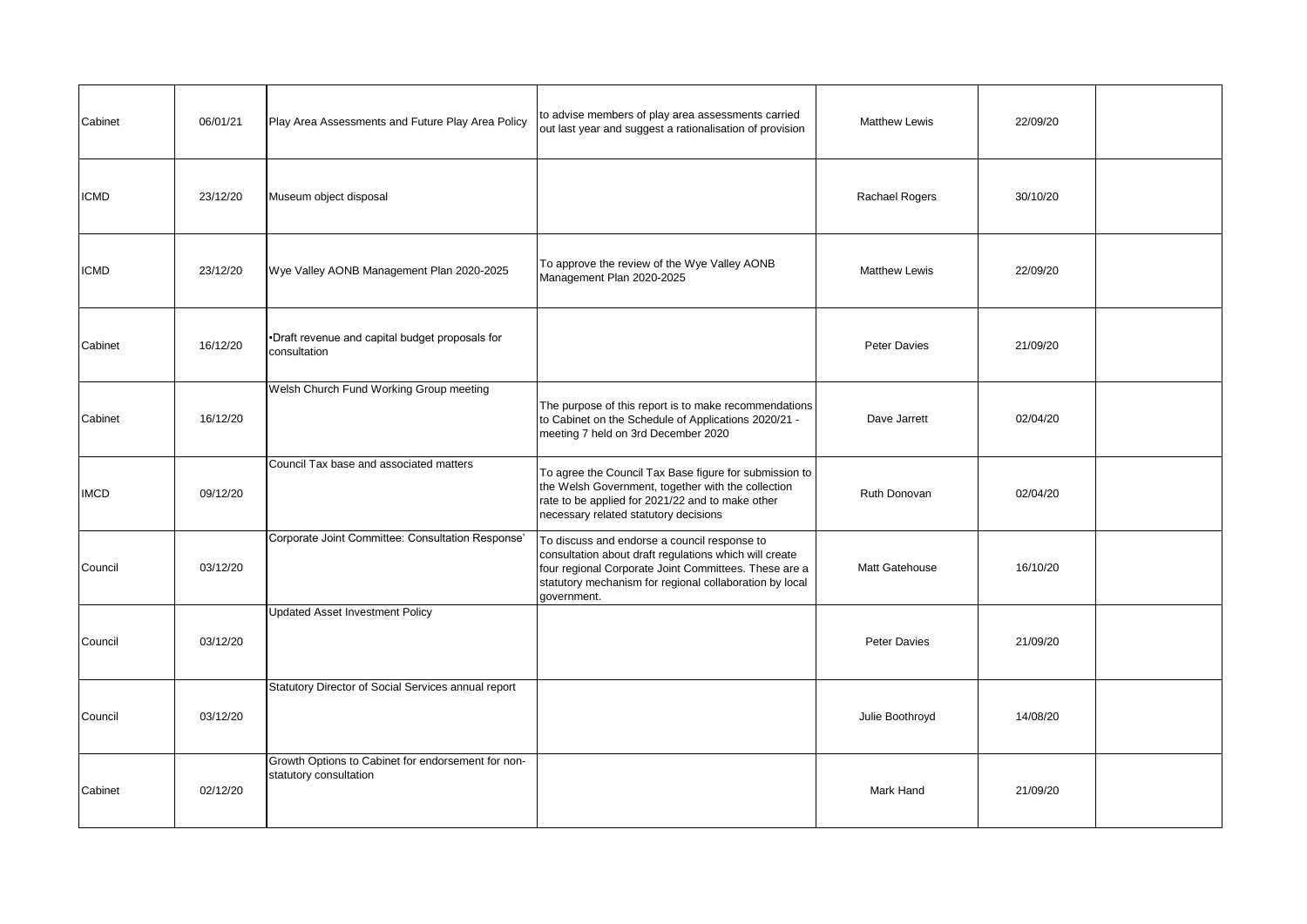| | | | | | | |
|---|---|---|---|---|---|---|
| Cabinet | 06/01/21 | Play Area Assessments and Future Play Area Policy | to advise members of play area assessments carried out last year and suggest a rationalisation of provision | Matthew Lewis | 22/09/20 | |
| ICMD | 23/12/20 | Museum object disposal | | Rachael Rogers | 30/10/20 | |
| ICMD | 23/12/20 | Wye Valley AONB Management Plan 2020-2025 | To approve the review of the Wye Valley AONB Management Plan 2020-2025 | Matthew Lewis | 22/09/20 | |
| Cabinet | 16/12/20 | •Draft revenue and capital budget proposals for consultation | | Peter Davies | 21/09/20 | |
| Cabinet | 16/12/20 | Welsh Church Fund Working Group meeting | The purpose of this report is to make recommendations to Cabinet on the Schedule of Applications 2020/21 - meeting 7 held on 3rd December 2020 | Dave Jarrett | 02/04/20 | |
| IMCD | 09/12/20 | Council Tax base and associated matters | To agree the Council Tax Base figure for submission to the Welsh Government, together with the collection rate to be applied for 2021/22 and to make other necessary related statutory decisions | Ruth Donovan | 02/04/20 | |
| Council | 03/12/20 | Corporate Joint Committee: Consultation Response' | To discuss and endorse a council response to consultation about draft regulations which will create four regional Corporate Joint Committees. These are a statutory mechanism for regional collaboration by local government. | Matt Gatehouse | 16/10/20 | |
| Council | 03/12/20 | Updated Asset Investment Policy | | Peter Davies | 21/09/20 | |
| Council | 03/12/20 | Statutory Director of Social Services annual report | | Julie Boothroyd | 14/08/20 | |
| Cabinet | 02/12/20 | Growth Options to Cabinet for endorsement for non-statutory consultation | | Mark Hand | 21/09/20 | |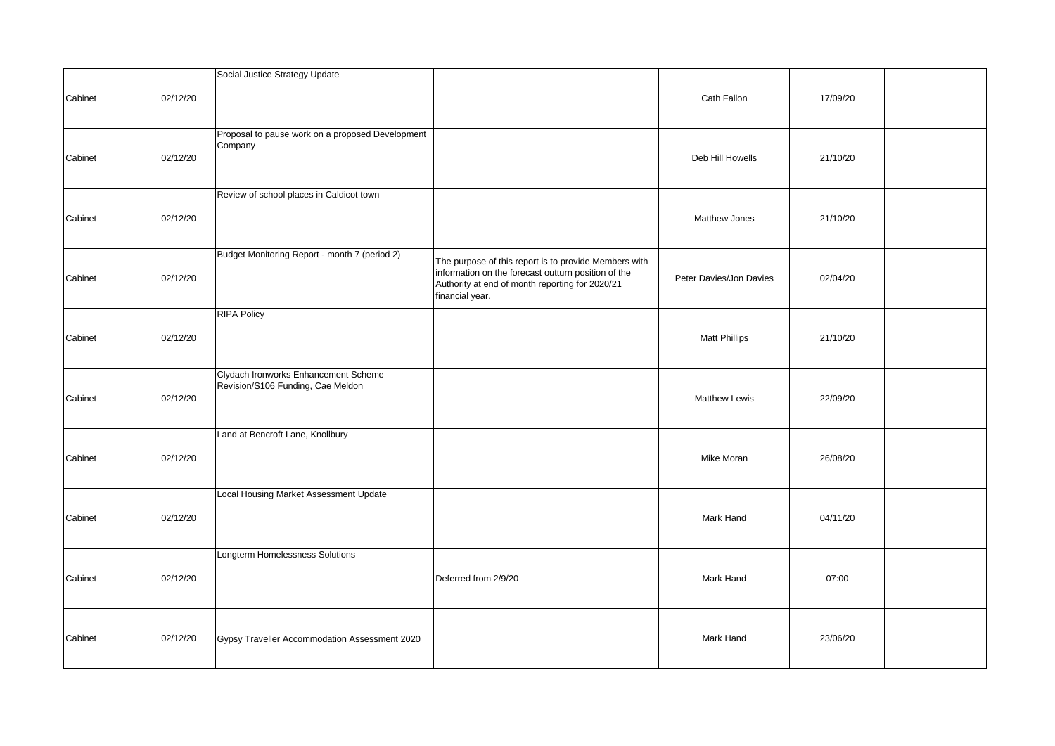| | | | | | | |
|---|---|---|---|---|---|---|
| Cabinet | 02/12/20 | Social Justice Strategy Update | | Cath Fallon | 17/09/20 | |
| Cabinet | 02/12/20 | Proposal to pause work on a proposed Development Company | | Deb Hill Howells | 21/10/20 | |
| Cabinet | 02/12/20 | Review of school places in Caldicot town | | Matthew Jones | 21/10/20 | |
| Cabinet | 02/12/20 | Budget Monitoring Report - month 7 (period 2) | The purpose of this report is to provide Members with information on the forecast outturn position of the Authority at end of month reporting for 2020/21 financial year. | Peter Davies/Jon Davies | 02/04/20 | |
| Cabinet | 02/12/20 | RIPA Policy | | Matt Phillips | 21/10/20 | |
| Cabinet | 02/12/20 | Clydach Ironworks Enhancement Scheme Revision/S106 Funding, Cae Meldon | | Matthew Lewis | 22/09/20 | |
| Cabinet | 02/12/20 | Land at Bencroft Lane, Knollbury | | Mike Moran | 26/08/20 | |
| Cabinet | 02/12/20 | Local Housing Market Assessment Update | | Mark Hand | 04/11/20 | |
| Cabinet | 02/12/20 | Longterm Homelessness Solutions | Deferred from 2/9/20 | Mark Hand | 07:00 | |
| Cabinet | 02/12/20 | Gypsy Traveller Accommodation Assessment 2020 | | Mark Hand | 23/06/20 | |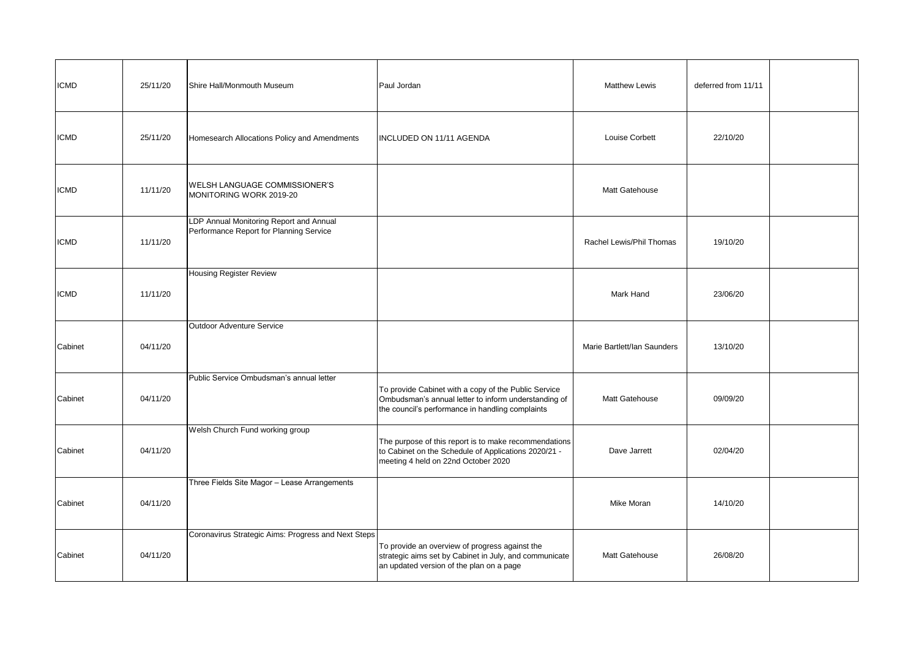| | | | | | | |
|---|---|---|---|---|---|---|
| ICMD | 25/11/20 | Shire Hall/Monmouth Museum | Paul Jordan | Matthew Lewis | deferred from 11/11 | |
| ICMD | 25/11/20 | Homesearch Allocations Policy and Amendments | INCLUDED ON 11/11 AGENDA | Louise Corbett | 22/10/20 | |
| ICMD | 11/11/20 | WELSH LANGUAGE COMMISSIONER'S MONITORING WORK 2019-20 | | Matt Gatehouse | | |
| ICMD | 11/11/20 | LDP Annual Monitoring Report and Annual Performance Report for Planning Service | | Rachel Lewis/Phil Thomas | 19/10/20 | |
| ICMD | 11/11/20 | Housing Register Review | | Mark Hand | 23/06/20 | |
| Cabinet | 04/11/20 | Outdoor Adventure Service | | Marie Bartlett/Ian Saunders | 13/10/20 | |
| Cabinet | 04/11/20 | Public Service Ombudsman's annual letter | To provide Cabinet with a copy of the Public Service Ombudsman's annual letter to inform understanding of the council's performance in handling complaints | Matt Gatehouse | 09/09/20 | |
| Cabinet | 04/11/20 | Welsh Church Fund working group | The purpose of this report is to make recommendations to Cabinet on the Schedule of Applications 2020/21 - meeting 4 held on 22nd October 2020 | Dave Jarrett | 02/04/20 | |
| Cabinet | 04/11/20 | Three Fields Site Magor – Lease Arrangements | | Mike Moran | 14/10/20 | |
| Cabinet | 04/11/20 | Coronavirus Strategic Aims: Progress and Next Steps | To provide an overview of progress against the strategic aims set by Cabinet in July, and communicate an updated version of the plan on a page | Matt Gatehouse | 26/08/20 | |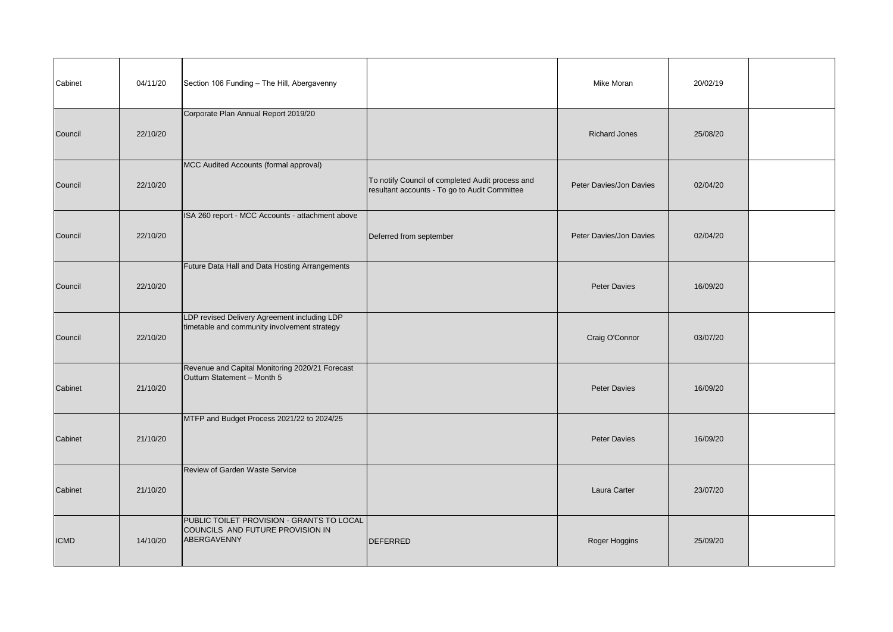| | | | | | | |
|---|---|---|---|---|---|---|
| Cabinet | 04/11/20 | Section 106 Funding – The Hill, Abergavenny | | Mike Moran | 20/02/19 | |
| Council | 22/10/20 | Corporate Plan Annual Report 2019/20 | | Richard Jones | 25/08/20 | |
| Council | 22/10/20 | MCC Audited Accounts (formal approval) | To notify Council of completed Audit process and resultant accounts - To go to Audit Committee | Peter Davies/Jon Davies | 02/04/20 | |
| Council | 22/10/20 | ISA 260 report - MCC Accounts - attachment above | Deferred from september | Peter Davies/Jon Davies | 02/04/20 | |
| Council | 22/10/20 | Future Data Hall and Data Hosting Arrangements | | Peter Davies | 16/09/20 | |
| Council | 22/10/20 | LDP revised Delivery Agreement including LDP timetable and community involvement strategy | | Craig O'Connor | 03/07/20 | |
| Cabinet | 21/10/20 | Revenue and Capital Monitoring 2020/21 Forecast Outturn Statement – Month 5 | | Peter Davies | 16/09/20 | |
| Cabinet | 21/10/20 | MTFP and Budget Process 2021/22 to 2024/25 | | Peter Davies | 16/09/20 | |
| Cabinet | 21/10/20 | Review of Garden Waste Service | | Laura Carter | 23/07/20 | |
| ICMD | 14/10/20 | PUBLIC TOILET PROVISION - GRANTS TO LOCAL COUNCILS AND FUTURE PROVISION IN ABERGAVENNY | DEFERRED | Roger Hoggins | 25/09/20 | |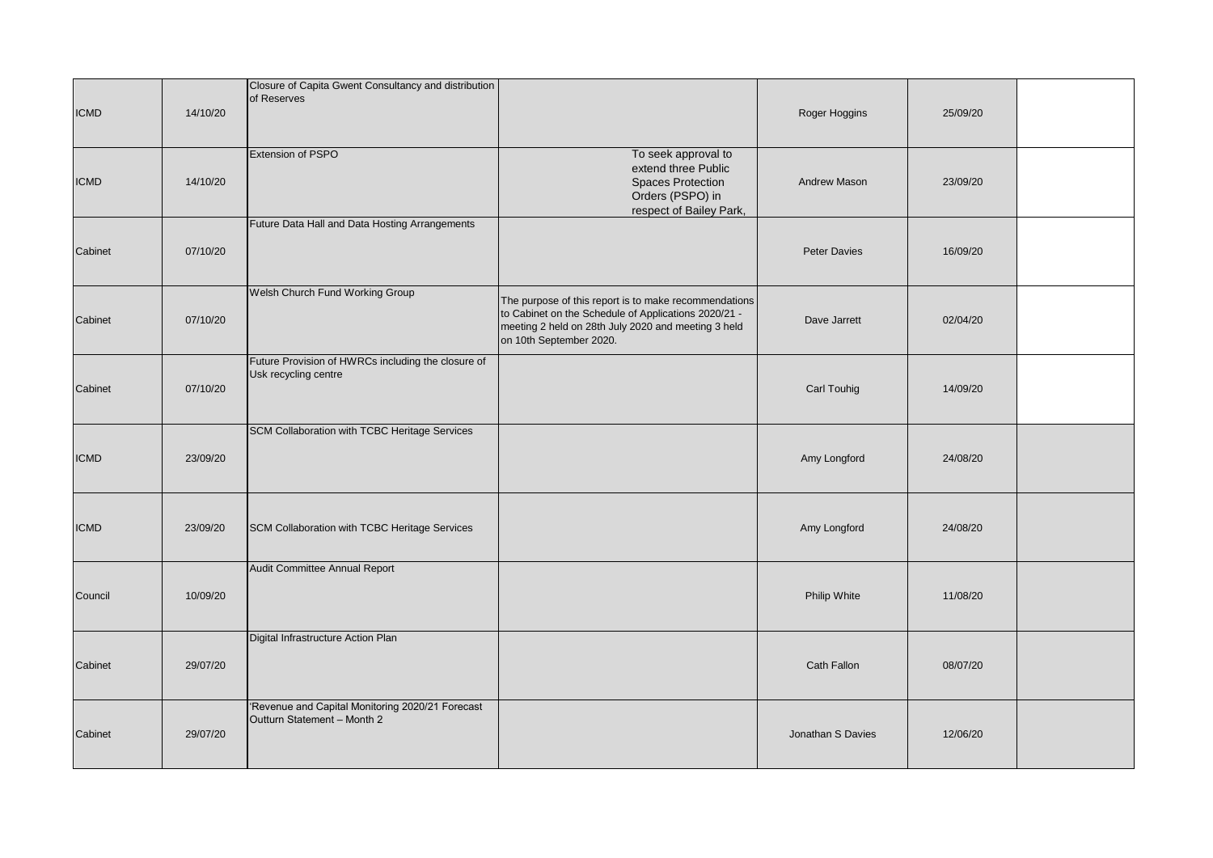| | | | | | | |
|---|---|---|---|---|---|---|
| ICMD | 14/10/20 | Closure of Capita Gwent Consultancy and distribution of Reserves | | Roger Hoggins | 25/09/20 | |
| ICMD | 14/10/20 | Extension of PSPO | To seek approval to extend three Public Spaces Protection Orders (PSPO) in respect of Bailey Park, | Andrew Mason | 23/09/20 | |
| Cabinet | 07/10/20 | Future Data Hall and Data Hosting Arrangements | | Peter Davies | 16/09/20 | |
| Cabinet | 07/10/20 | Welsh Church Fund Working Group | The purpose of this report is to make recommendations to Cabinet on the Schedule of Applications 2020/21 - meeting 2 held on 28th July 2020 and meeting 3 held on 10th September 2020. | Dave Jarrett | 02/04/20 | |
| Cabinet | 07/10/20 | Future Provision of HWRCs including the closure of Usk recycling centre | | Carl Touhig | 14/09/20 | |
| ICMD | 23/09/20 | SCM Collaboration with TCBC Heritage Services | | Amy Longford | 24/08/20 | |
| ICMD | 23/09/20 | SCM Collaboration with TCBC Heritage Services | | Amy Longford | 24/08/20 | |
| Council | 10/09/20 | Audit Committee Annual Report | | Philip White | 11/08/20 | |
| Cabinet | 29/07/20 | Digital Infrastructure Action Plan | | Cath Fallon | 08/07/20 | |
| Cabinet | 29/07/20 | 'Revenue and Capital Monitoring 2020/21 Forecast Outturn Statement – Month 2 | | Jonathan S Davies | 12/06/20 | |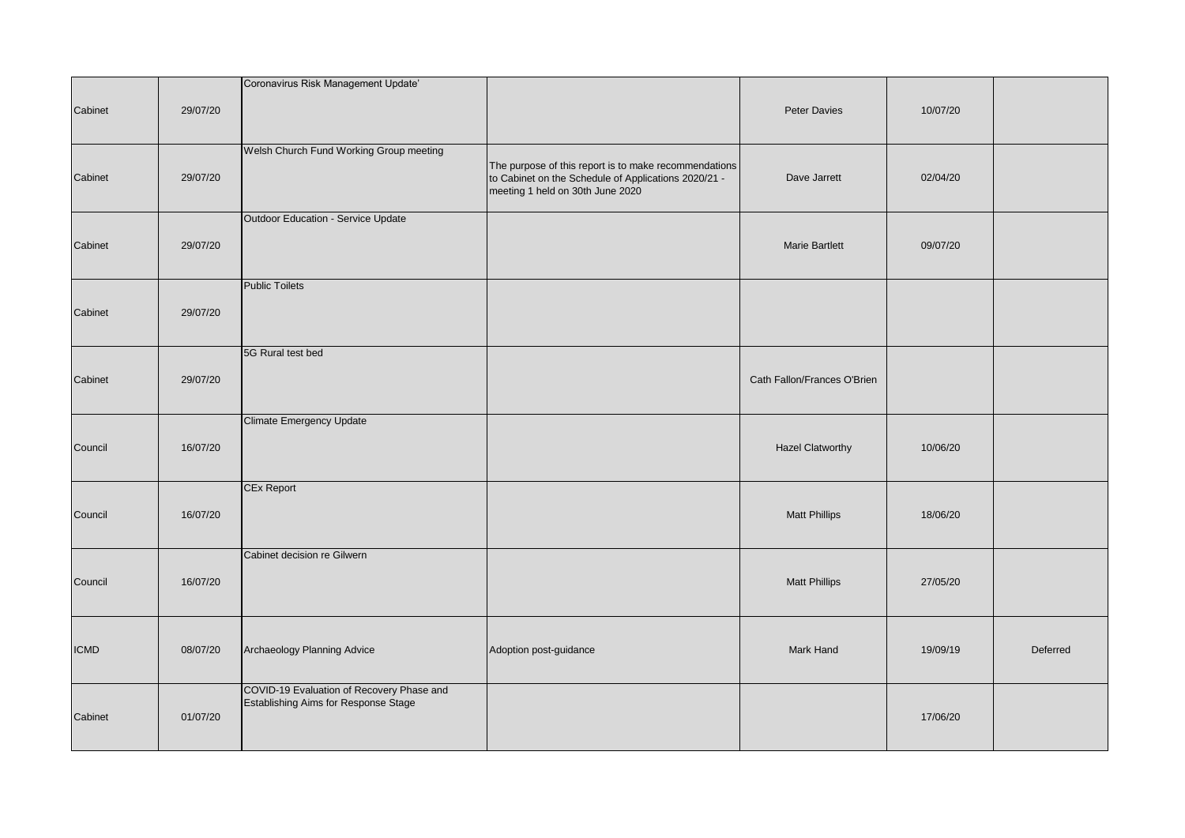| | | | | | | |
|---|---|---|---|---|---|---|
| Cabinet | 29/07/20 | Coronavirus Risk Management Update' | | Peter Davies | 10/07/20 | |
| Cabinet | 29/07/20 | Welsh Church Fund Working Group meeting | The purpose of this report is to make recommendations to Cabinet on the Schedule of Applications 2020/21 - meeting 1 held on 30th June 2020 | Dave Jarrett | 02/04/20 | |
| Cabinet | 29/07/20 | Outdoor Education - Service Update | | Marie Bartlett | 09/07/20 | |
| Cabinet | 29/07/20 | Public Toilets | | | | |
| Cabinet | 29/07/20 | 5G Rural test bed | | Cath Fallon/Frances O'Brien | | |
| Council | 16/07/20 | Climate Emergency Update | | Hazel Clatworthy | 10/06/20 | |
| Council | 16/07/20 | CEx Report | | Matt Phillips | 18/06/20 | |
| Council | 16/07/20 | Cabinet decision re Gilwern | | Matt Phillips | 27/05/20 | |
| ICMD | 08/07/20 | Archaeology Planning Advice | Adoption post-guidance | Mark Hand | 19/09/19 | Deferred |
| Cabinet | 01/07/20 | COVID-19 Evaluation of Recovery Phase and Establishing Aims for Response Stage | | | 17/06/20 | |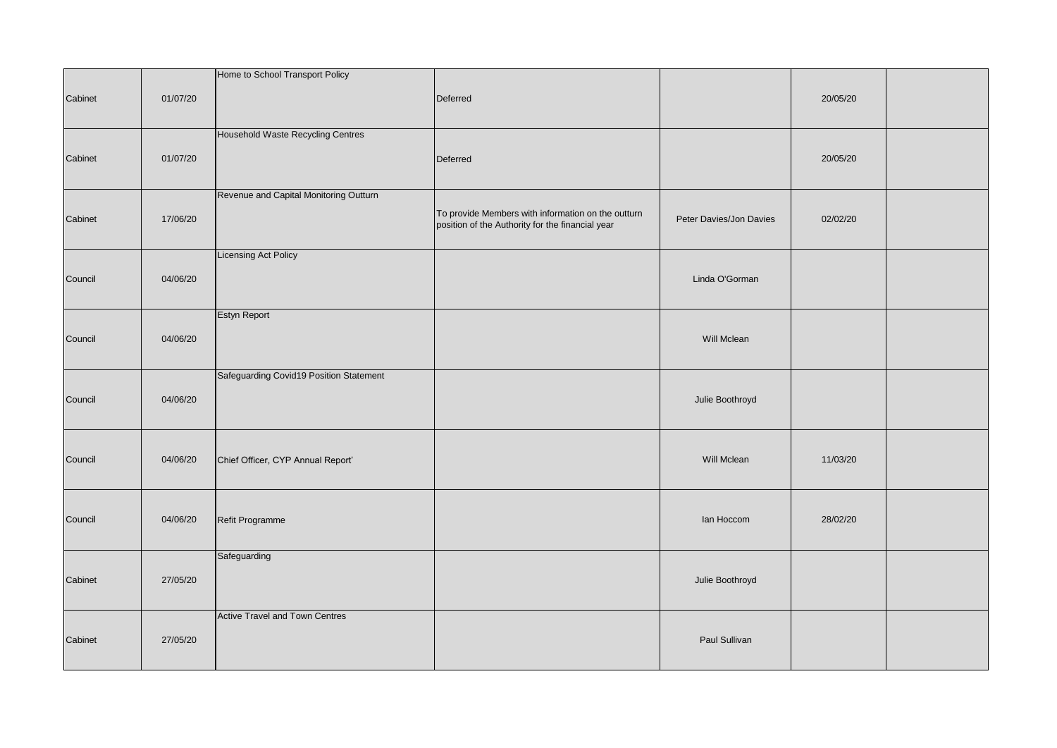| | | | | | | |
|---|---|---|---|---|---|---|
| Cabinet | 01/07/20 | Home to School Transport Policy | Deferred | | 20/05/20 | |
| Cabinet | 01/07/20 | Household Waste Recycling Centres | Deferred | | 20/05/20 | |
| Cabinet | 17/06/20 | Revenue and Capital Monitoring Outturn | To provide Members with information on the outturn position of the Authority for the financial year | Peter Davies/Jon Davies | 02/02/20 | |
| Council | 04/06/20 | Licensing Act Policy | | Linda O'Gorman | | |
| Council | 04/06/20 | Estyn Report | | Will Mclean | | |
| Council | 04/06/20 | Safeguarding Covid19 Position Statement | | Julie Boothroyd | | |
| Council | 04/06/20 | Chief Officer, CYP Annual Report' | | Will Mclean | 11/03/20 | |
| Council | 04/06/20 | Refit Programme | | Ian Hoccom | 28/02/20 | |
| Cabinet | 27/05/20 | Safeguarding | | Julie Boothroyd | | |
| Cabinet | 27/05/20 | Active Travel and Town Centres | | Paul Sullivan | | |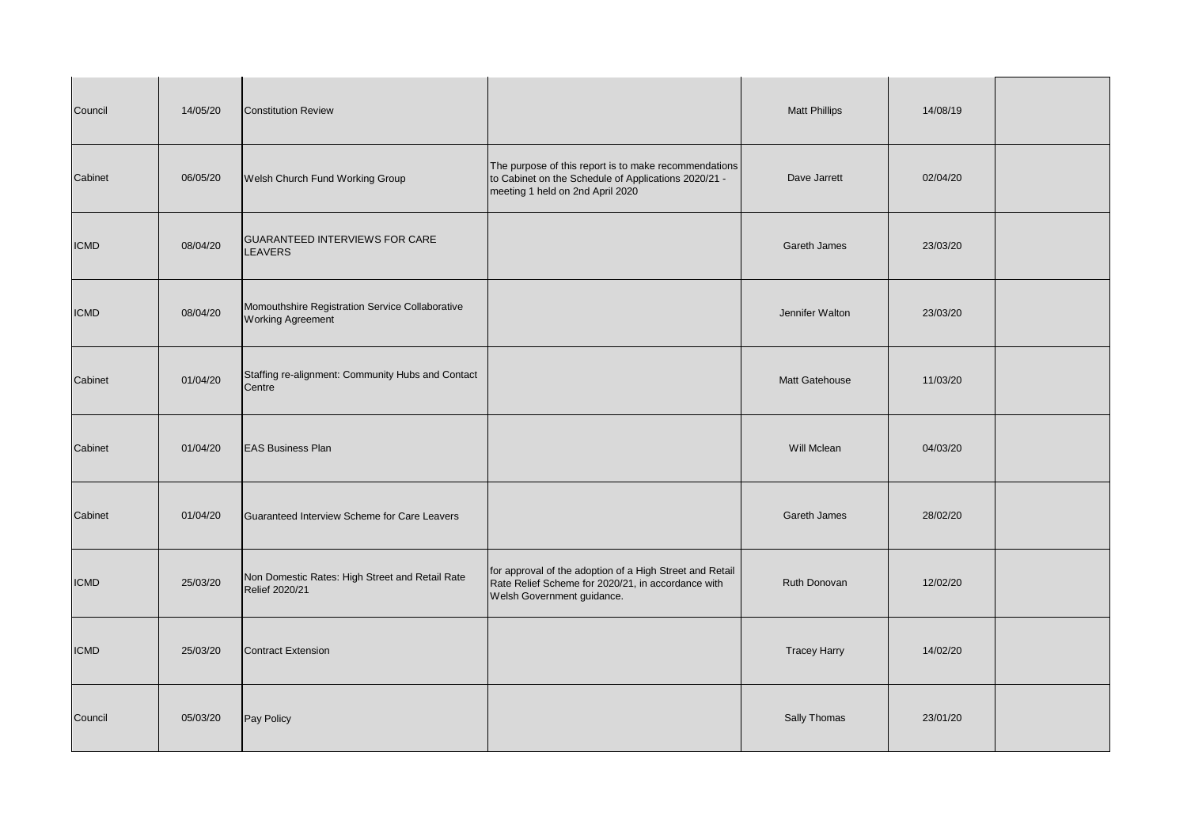| | | | | | | |
|---|---|---|---|---|---|---|
| Council | 14/05/20 | Constitution Review | | Matt Phillips | 14/08/19 | |
| Cabinet | 06/05/20 | Welsh Church Fund Working Group | The purpose of this report is to make recommendations to Cabinet on the Schedule of Applications 2020/21 - meeting 1 held on 2nd April 2020 | Dave Jarrett | 02/04/20 | |
| ICMD | 08/04/20 | GUARANTEED INTERVIEWS FOR CARE LEAVERS | | Gareth James | 23/03/20 | |
| ICMD | 08/04/20 | Momouthshire Registration Service Collaborative Working Agreement | | Jennifer Walton | 23/03/20 | |
| Cabinet | 01/04/20 | Staffing re-alignment: Community Hubs and Contact Centre | | Matt Gatehouse | 11/03/20 | |
| Cabinet | 01/04/20 | EAS Business Plan | | Will Mclean | 04/03/20 | |
| Cabinet | 01/04/20 | Guaranteed Interview Scheme for Care Leavers | | Gareth James | 28/02/20 | |
| ICMD | 25/03/20 | Non Domestic Rates: High Street and Retail Rate Relief 2020/21 | for approval of the adoption of a High Street and Retail Rate Relief Scheme for 2020/21, in accordance with Welsh Government guidance. | Ruth Donovan | 12/02/20 | |
| ICMD | 25/03/20 | Contract Extension | | Tracey Harry | 14/02/20 | |
| Council | 05/03/20 | Pay Policy | | Sally Thomas | 23/01/20 | |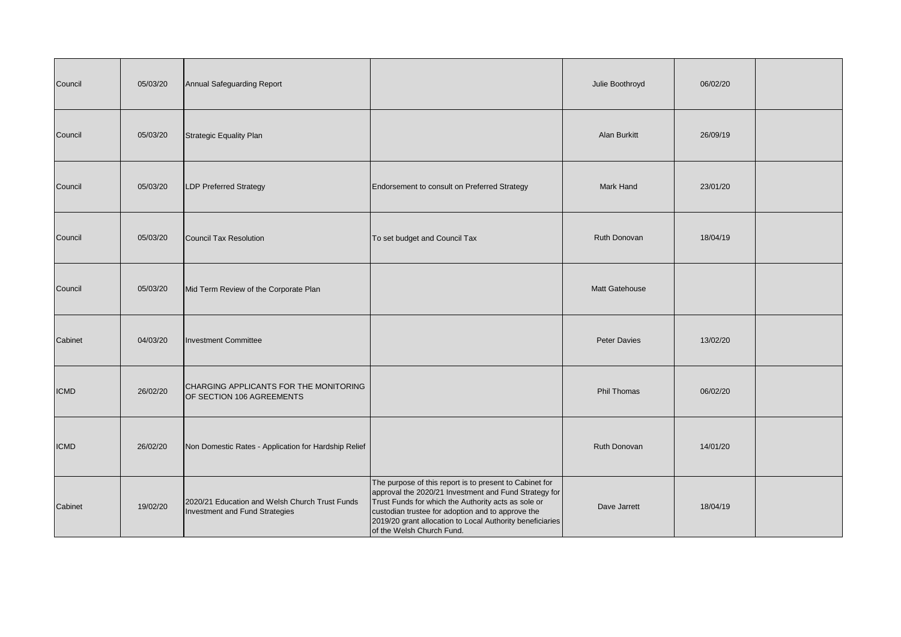| | | | | | | |
|---|---|---|---|---|---|---|
| Council | 05/03/20 | Annual Safeguarding Report | | Julie Boothroyd | 06/02/20 | |
| Council | 05/03/20 | Strategic Equality Plan | | Alan Burkitt | 26/09/19 | |
| Council | 05/03/20 | LDP Preferred Strategy | Endorsement to consult on Preferred Strategy | Mark Hand | 23/01/20 | |
| Council | 05/03/20 | Council Tax Resolution | To set budget and Council Tax | Ruth Donovan | 18/04/19 | |
| Council | 05/03/20 | Mid Term Review of the Corporate Plan | | Matt Gatehouse | | |
| Cabinet | 04/03/20 | Investment Committee | | Peter Davies | 13/02/20 | |
| ICMD | 26/02/20 | CHARGING APPLICANTS FOR THE MONITORING OF SECTION 106 AGREEMENTS | | Phil Thomas | 06/02/20 | |
| ICMD | 26/02/20 | Non Domestic Rates - Application for Hardship Relief | | Ruth Donovan | 14/01/20 | |
| Cabinet | 19/02/20 | 2020/21 Education and Welsh Church Trust Funds Investment and Fund Strategies | The purpose of this report is to present to Cabinet for approval the 2020/21 Investment and Fund Strategy for Trust Funds for which the Authority acts as sole or custodian trustee for adoption and to approve the 2019/20 grant allocation to Local Authority beneficiaries of the Welsh Church Fund. | Dave Jarrett | 18/04/19 | |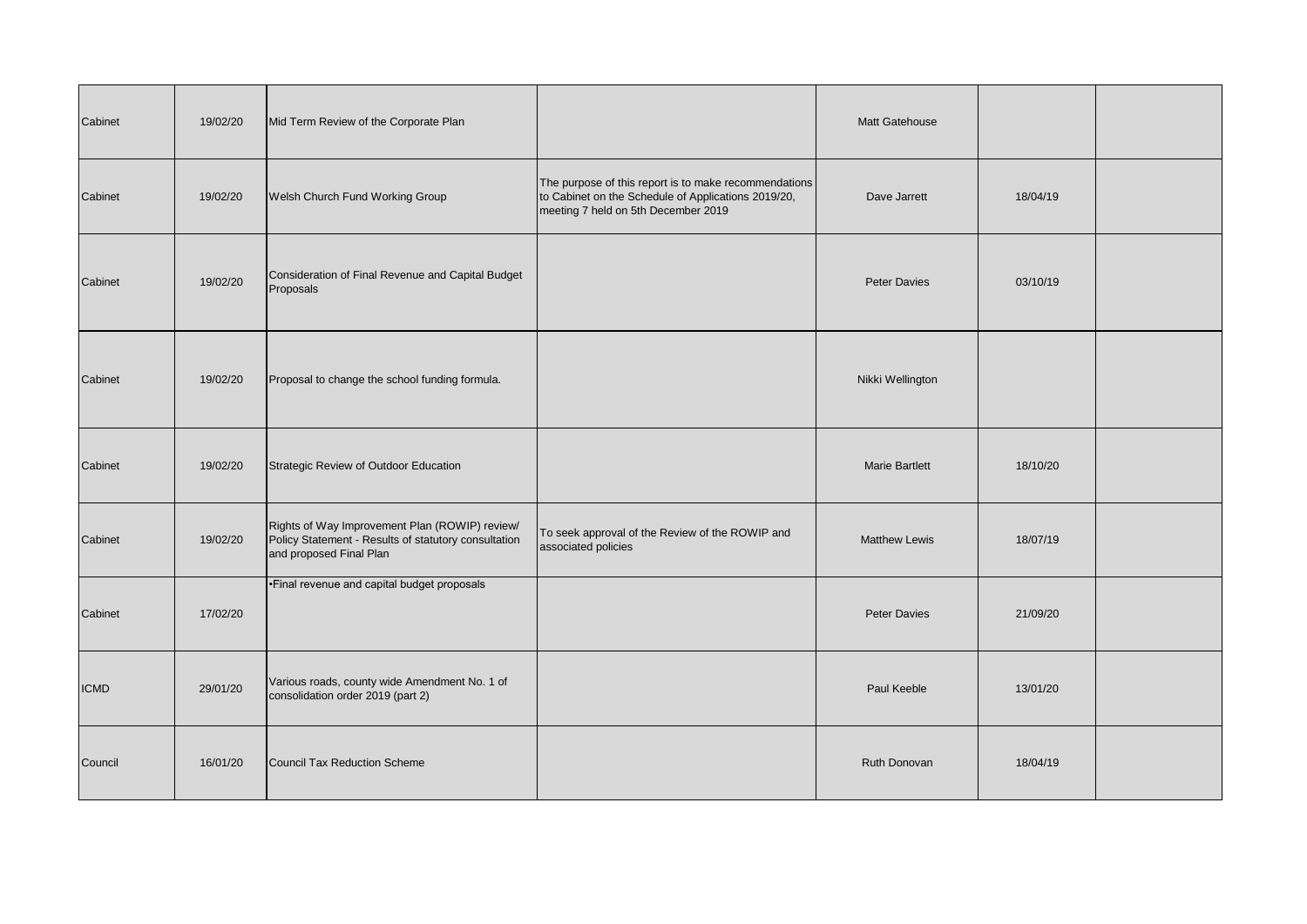| | | | | | | |
|---|---|---|---|---|---|---|
| Cabinet | 19/02/20 | Mid Term Review of the Corporate Plan | | Matt Gatehouse | | |
| Cabinet | 19/02/20 | Welsh Church Fund Working Group | The purpose of this report is to make recommendations to Cabinet on the Schedule of Applications 2019/20, meeting 7 held on 5th December 2019 | Dave Jarrett | 18/04/19 | |
| Cabinet | 19/02/20 | Consideration of Final Revenue and Capital Budget Proposals | | Peter Davies | 03/10/19 | |
| Cabinet | 19/02/20 | Proposal to change the school funding formula. | | Nikki Wellington | | |
| Cabinet | 19/02/20 | Strategic Review of Outdoor Education | | Marie Bartlett | 18/10/20 | |
| Cabinet | 19/02/20 | Rights of Way Improvement Plan (ROWIP) review/ Policy Statement - Results of statutory consultation and proposed Final Plan | To seek approval of the Review of the ROWIP and associated policies | Matthew Lewis | 18/07/19 | |
| Cabinet | 17/02/20 | •Final revenue and capital budget proposals | | Peter Davies | 21/09/20 | |
| ICMD | 29/01/20 | Various roads, county wide Amendment No. 1 of consolidation order 2019 (part 2) | | Paul Keeble | 13/01/20 | |
| Council | 16/01/20 | Council Tax Reduction Scheme | | Ruth Donovan | 18/04/19 | |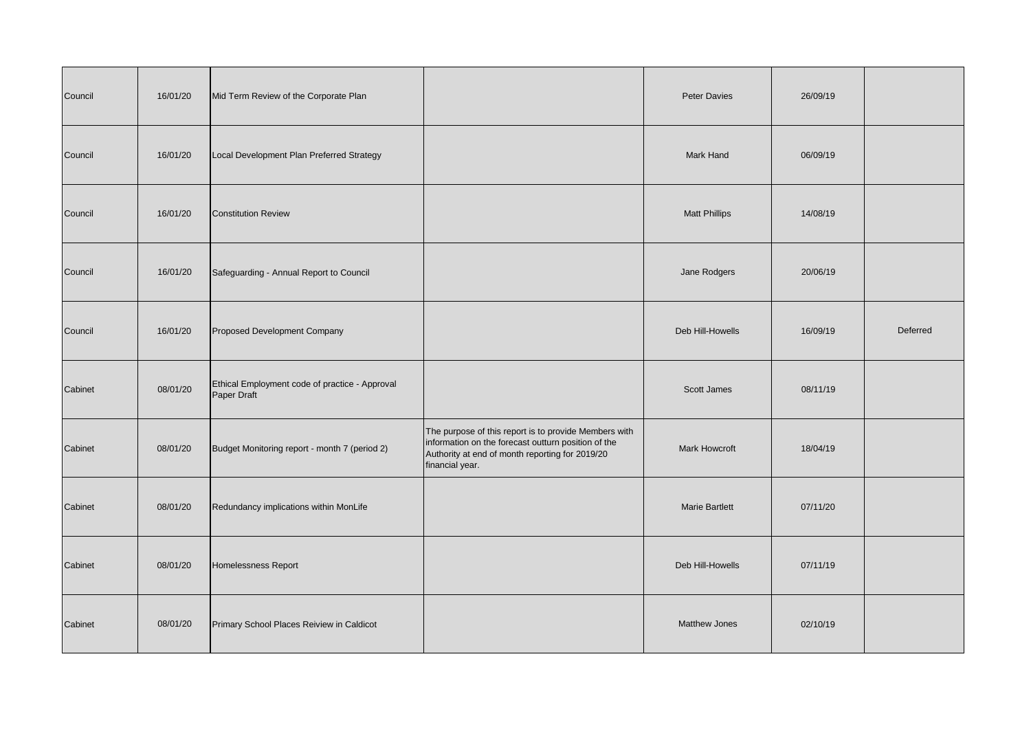| | | | | | | |
|---|---|---|---|---|---|---|
| Council | 16/01/20 | Mid Term Review of the Corporate Plan | | Peter Davies | 26/09/19 | |
| Council | 16/01/20 | Local Development Plan Preferred Strategy | | Mark Hand | 06/09/19 | |
| Council | 16/01/20 | Constitution Review | | Matt Phillips | 14/08/19 | |
| Council | 16/01/20 | Safeguarding - Annual Report to Council | | Jane Rodgers | 20/06/19 | |
| Council | 16/01/20 | Proposed Development Company | | Deb Hill-Howells | 16/09/19 | Deferred |
| Cabinet | 08/01/20 | Ethical Employment code of practice - Approval Paper Draft | | Scott James | 08/11/19 | |
| Cabinet | 08/01/20 | Budget Monitoring report - month 7 (period 2) | The purpose of this report is to provide Members with information on the forecast outturn position of the Authority at end of month reporting for 2019/20 financial year. | Mark Howcroft | 18/04/19 | |
| Cabinet | 08/01/20 | Redundancy implications within MonLife | | Marie Bartlett | 07/11/20 | |
| Cabinet | 08/01/20 | Homelessness Report | | Deb Hill-Howells | 07/11/19 | |
| Cabinet | 08/01/20 | Primary School Places Reiview in Caldicot | | Matthew Jones | 02/10/19 | |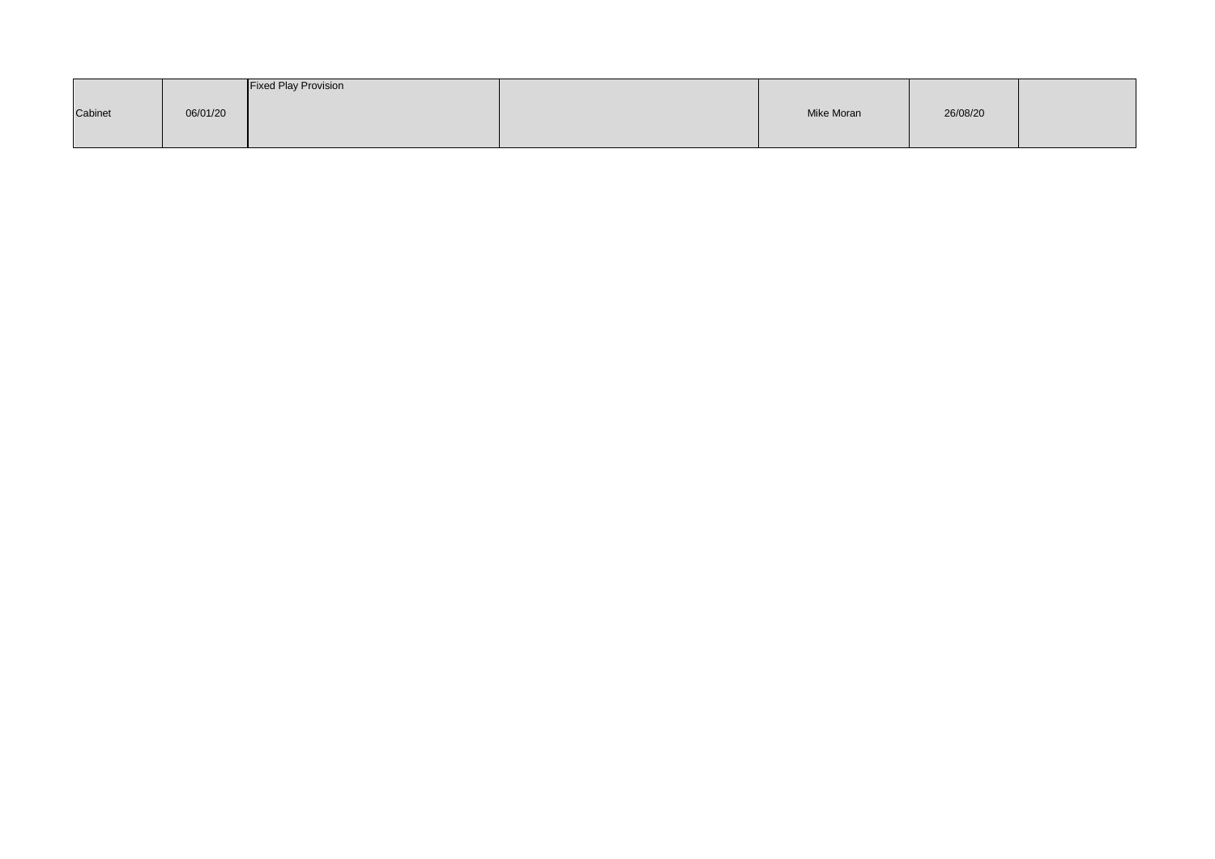| | | | | | | |
|---|---|---|---|---|---|---|
| Cabinet | 06/01/20 | Fixed Play Provision | | Mike Moran | 26/08/20 | |